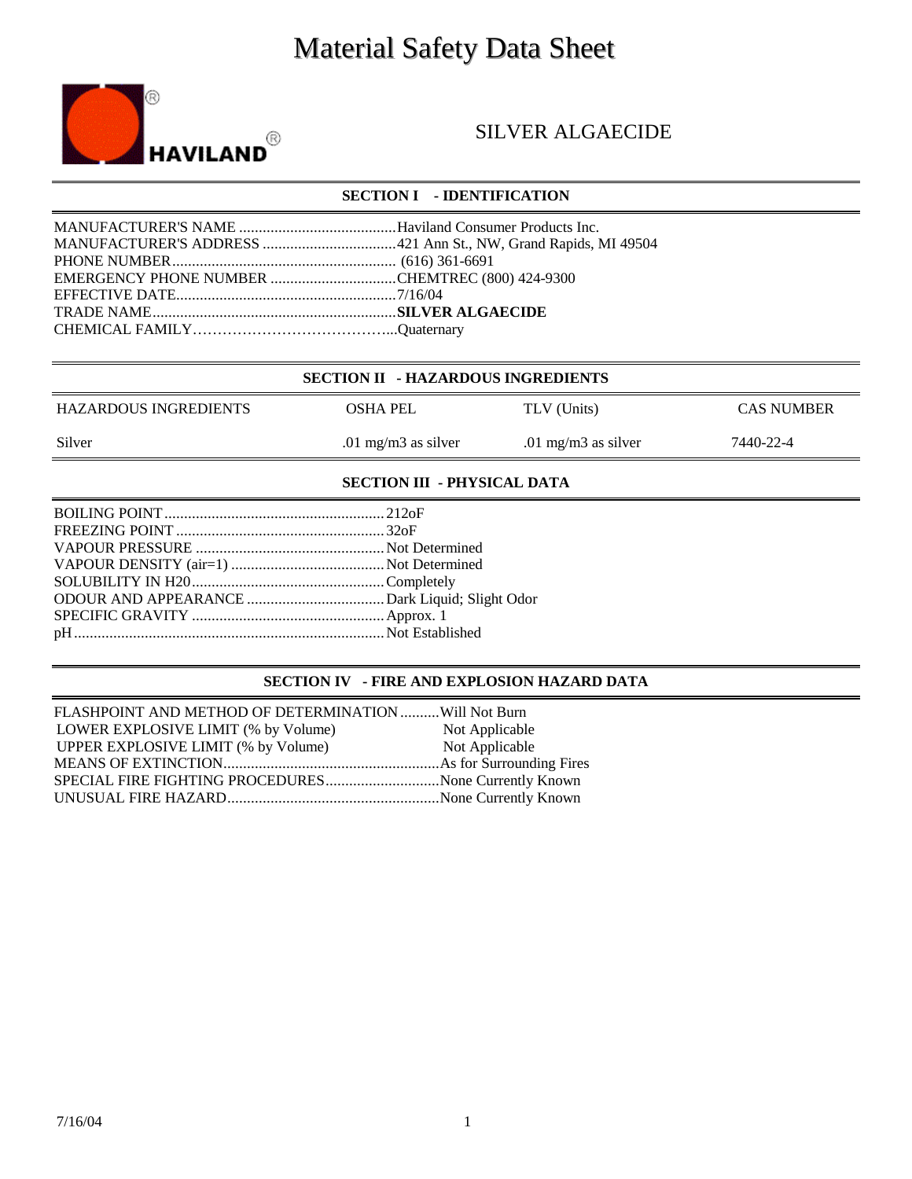# Material Safety Data Sheet

HAVILAND®

## SILVER ALGAECIDE

## SECTION I - IDENTIFICATION

MANUFACTURER'S NAME ........................................Haviland Consumer Products Inc.
MANUFACTURER'S ADDRESS ..................................421 Ann St., NW, Grand Rapids, MI 49504
PHONE NUMBER......................................................... (616) 361-6691
EMERGENCY PHONE NUMBER ................................CHEMTREC (800) 424-9300
EFFECTIVE DATE........................................................7/16/04
TRADE NAME..............................................................**SILVER ALGAECIDE**
CHEMICAL FAMILY…………………………………...Quaternary

## SECTION II - HAZARDOUS INGREDIENTS

| HAZARDOUS INGREDIENTS | OSHA PEL | TLV (Units) | CAS NUMBER |
|---|---|---|---|
| Silver | .01 mg/m3 as silver | .01 mg/m3 as silver | 7440-22-4 |

## SECTION III - PHYSICAL DATA

BOILING POINT.........................................................212oF
FREEZING POINT .....................................................32oF
VAPOUR PRESSURE ................................................Not Determined
VAPOUR DENSITY (air=1) .......................................Not Determined
SOLUBILITY IN H20.................................................Completely
ODOUR AND APPEARANCE ...................................Dark Liquid; Slight Odor
SPECIFIC GRAVITY .................................................Approx. 1
pH ..............................................................................Not Established

## SECTION IV - FIRE AND EXPLOSION HAZARD DATA

FLASHPOINT AND METHOD OF DETERMINATION ..........Will Not Burn
LOWER EXPLOSIVE LIMIT (% by Volume) Not Applicable
UPPER EXPLOSIVE LIMIT (% by Volume) Not Applicable
MEANS OF EXTINCTION........................................................As for Surrounding Fires
SPECIAL FIRE FIGHTING PROCEDURES.............................None Currently Known
UNUSUAL FIRE HAZARD......................................................None Currently Known

7/16/04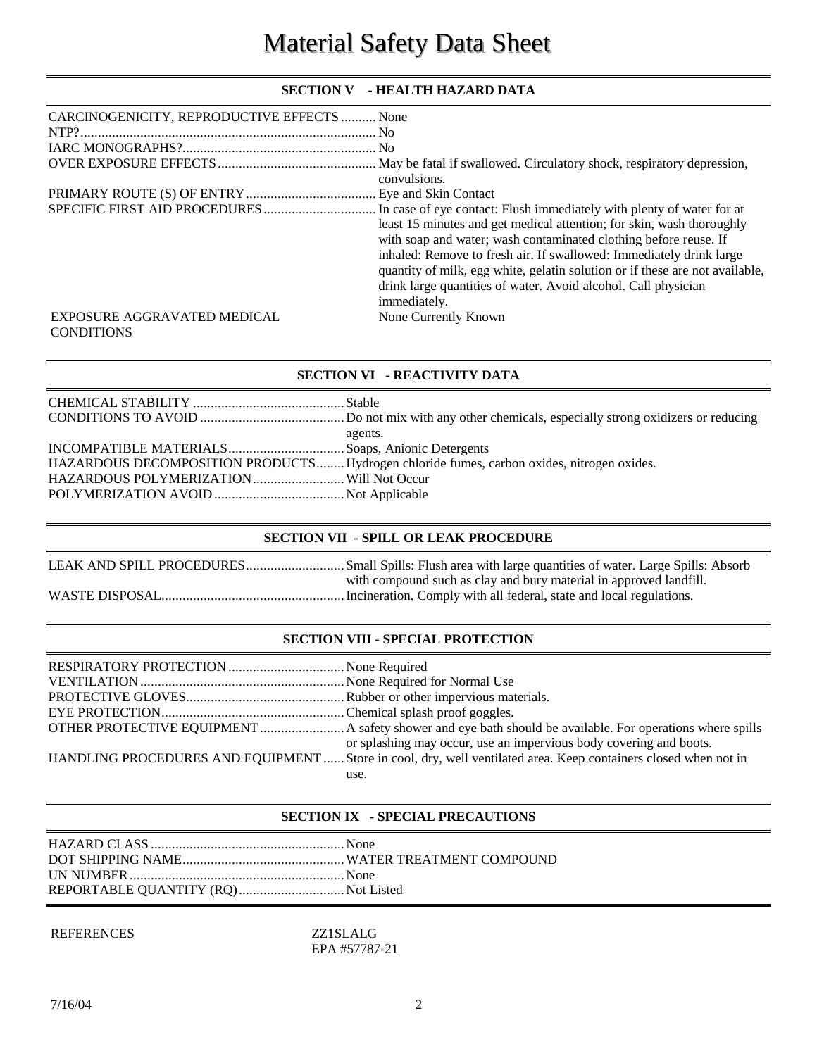# Material Safety Data Sheet

## SECTION V - HEALTH HAZARD DATA

| | |
|---|---|
| CARCINOGENICITY, REPRODUCTIVE EFFECTS | None |
| NTP? | No |
| IARC MONOGRAPHS? | No |
| OVER EXPOSURE EFFECTS | May be fatal if swallowed. Circulatory shock, respiratory depression, convulsions. |
| PRIMARY ROUTE (S) OF ENTRY | Eye and Skin Contact |
| SPECIFIC FIRST AID PROCEDURES | In case of eye contact: Flush immediately with plenty of water for at least 15 minutes and get medical attention; for skin, wash thoroughly with soap and water; wash contaminated clothing before reuse. If inhaled: Remove to fresh air. If swallowed: Immediately drink large quantity of milk, egg white, gelatin solution or if these are not available, drink large quantities of water. Avoid alcohol. Call physician immediately. |
| EXPOSURE AGGRAVATED MEDICAL CONDITIONS | None Currently Known |

## SECTION VI - REACTIVITY DATA

| | |
|---|---|
| CHEMICAL STABILITY | Stable |
| CONDITIONS TO AVOID | Do not mix with any other chemicals, especially strong oxidizers or reducing agents. |
| INCOMPATIBLE MATERIALS | Soaps, Anionic Detergents |
| HAZARDOUS DECOMPOSITION PRODUCTS | Hydrogen chloride fumes, carbon oxides, nitrogen oxides. |
| HAZARDOUS POLYMERIZATION | Will Not Occur |
| POLYMERIZATION AVOID | Not Applicable |

## SECTION VII - SPILL OR LEAK PROCEDURE

| | |
|---|---|
| LEAK AND SPILL PROCEDURES | Small Spills: Flush area with large quantities of water. Large Spills: Absorb with compound such as clay and bury material in approved landfill. |
| WASTE DISPOSAL | Incineration. Comply with all federal, state and local regulations. |

## SECTION VIII - SPECIAL PROTECTION

| | |
|---|---|
| RESPIRATORY PROTECTION | None Required |
| VENTILATION | None Required for Normal Use |
| PROTECTIVE GLOVES | Rubber or other impervious materials. |
| EYE PROTECTION | Chemical splash proof goggles. |
| OTHER PROTECTIVE EQUIPMENT | A safety shower and eye bath should be available. For operations where spills or splashing may occur, use an impervious body covering and boots. |
| HANDLING PROCEDURES AND EQUIPMENT | Store in cool, dry, well ventilated area. Keep containers closed when not in use. |

## SECTION IX - SPECIAL PRECAUTIONS

| | |
|---|---|
| HAZARD CLASS | None |
| DOT SHIPPING NAME | WATER TREATMENT COMPOUND |
| UN NUMBER | None |
| REPORTABLE QUANTITY (RQ) | Not Listed |

REFERENCES

ZZ1SLALG
EPA #57787-21

7/16/04